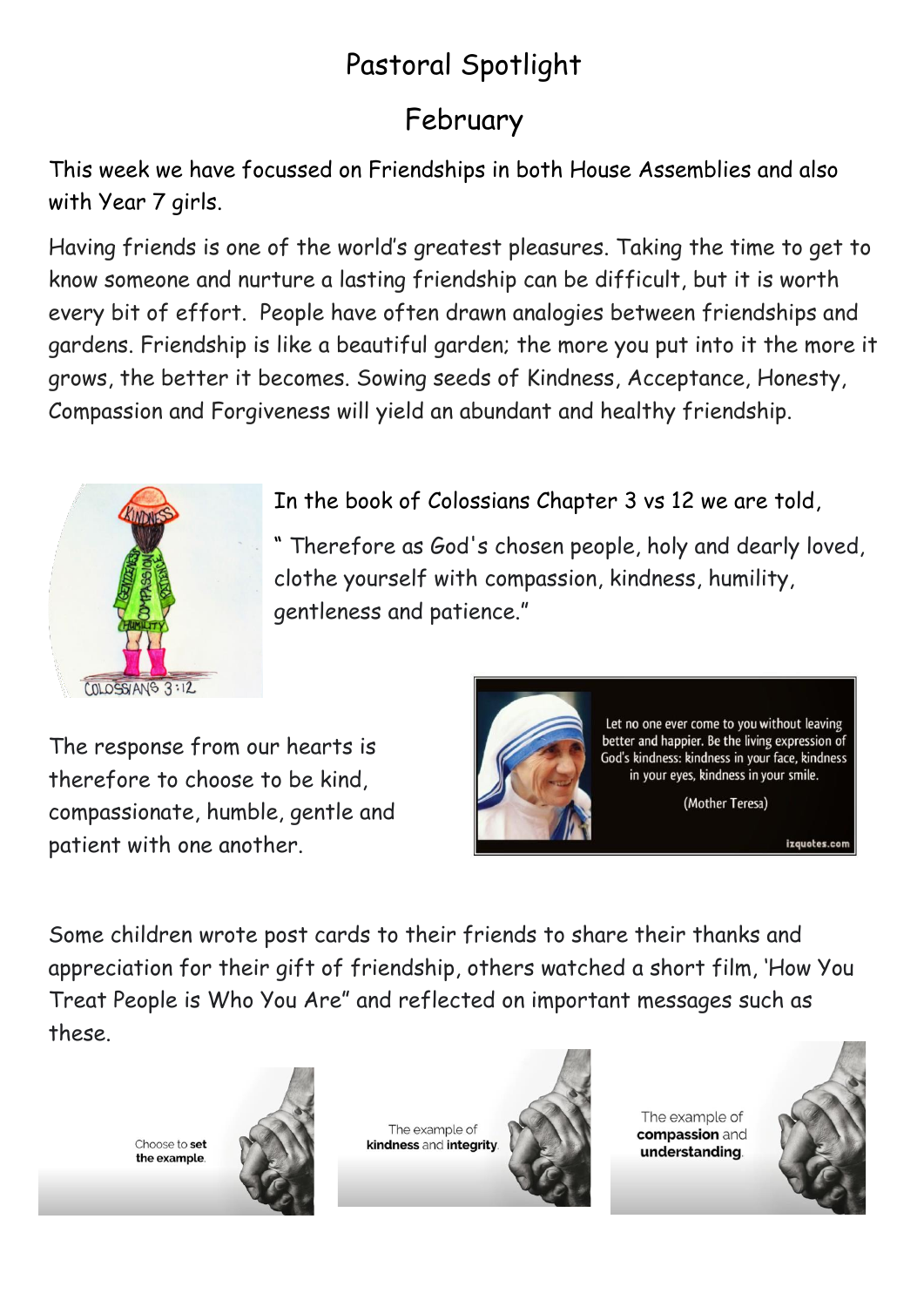# Pastoral Spotlight

## February

This week we have focussed on Friendships in both House Assemblies and also with Year 7 girls.

Having friends is one of the world's greatest pleasures. Taking the time to get to know someone and nurture a lasting friendship can be difficult, but it is worth every bit of effort. People have often drawn analogies between friendships and gardens. Friendship is like a beautiful garden; the more you put into it the more it grows, the better it becomes. Sowing seeds of Kindness, Acceptance, Honesty, Compassion and Forgiveness will yield an abundant and healthy friendship.

In the book of Colossians Chapter 3 vs 12 we are told,

" Therefore as God's chosen people, holy and dearly loved, clothe yourself with compassion, kindness, humility, gentleness and patience."

The response from our hearts is therefore to choose to be kind, compassionate, humble, gentle and patient with one another.

Some children wrote post cards to their friends to share their thanks and appreciation for their gift of friendship, others watched a short film, 'How You Treat People is Who You Are" and reflected on important messages such as these.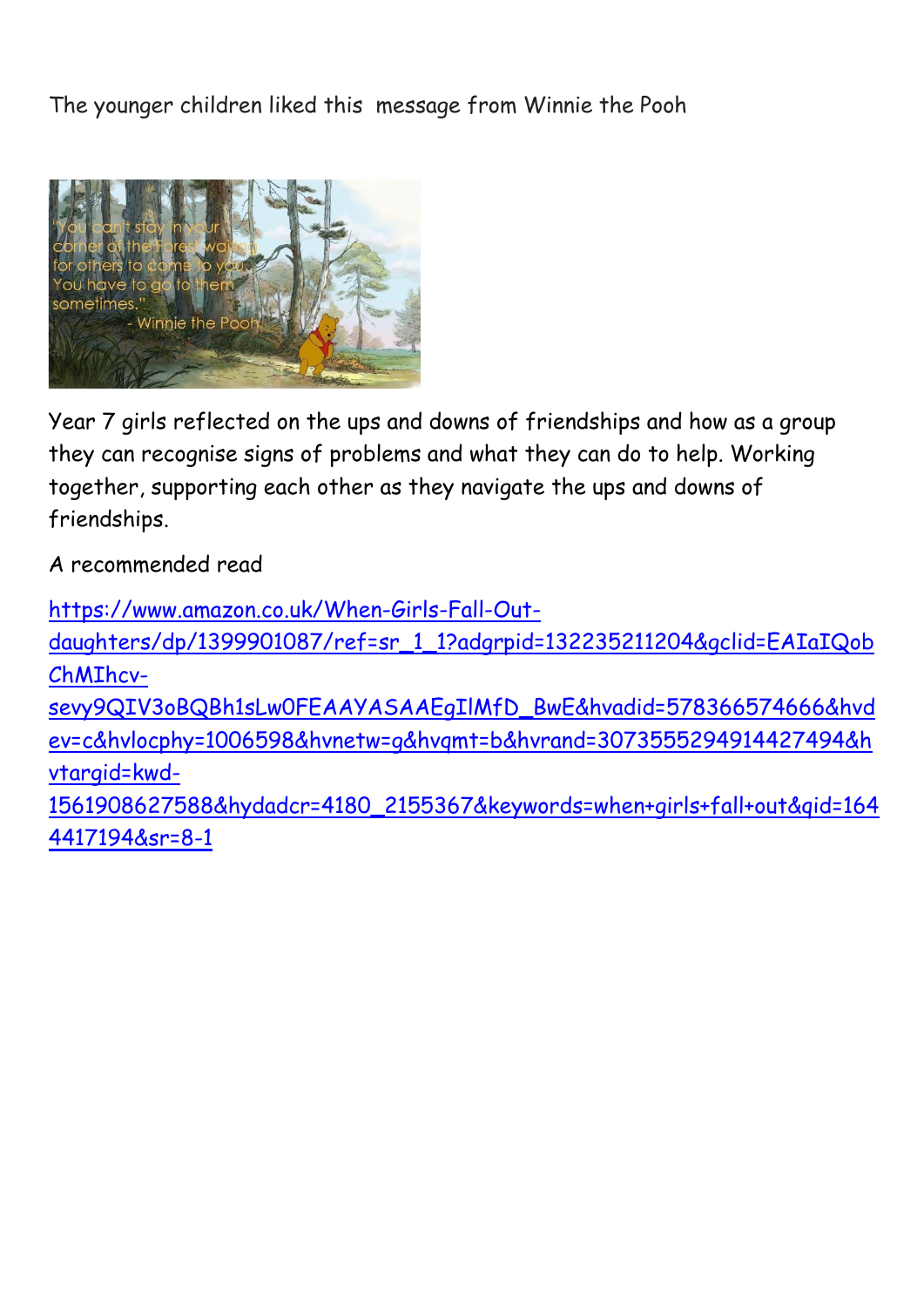The younger children liked this message from Winnie the Pooh

> "You can't stay in your corner of the Forest waiting for others to come to you. You have to go to them sometimes."
> - Winnie the Pooh

Year 7 girls reflected on the ups and downs of friendships and how as a group they can recognise signs of problems and what they can do to help. Working together, supporting each other as they navigate the ups and downs of friendships.

A recommended read

https://www.amazon.co.uk/When-Girls-Fall-Out-daughters/dp/1399901087/ref=sr_1_1?adgrpid=132235211204&gclid=EAIaIQobChMIhcv-sevy9QIV3oBQBh1sLw0FEAAYASAAEgIlMfD_BwE&hvadid=578366574666&hvdev=c&hvlocphy=1006598&hvnetw=g&hvqmt=b&hvrand=3073555294914427494&hvtargid=kwd-1561908627588&hydadcr=4180_2155367&keywords=when+girls+fall+out&qid=1644417194&sr=8-1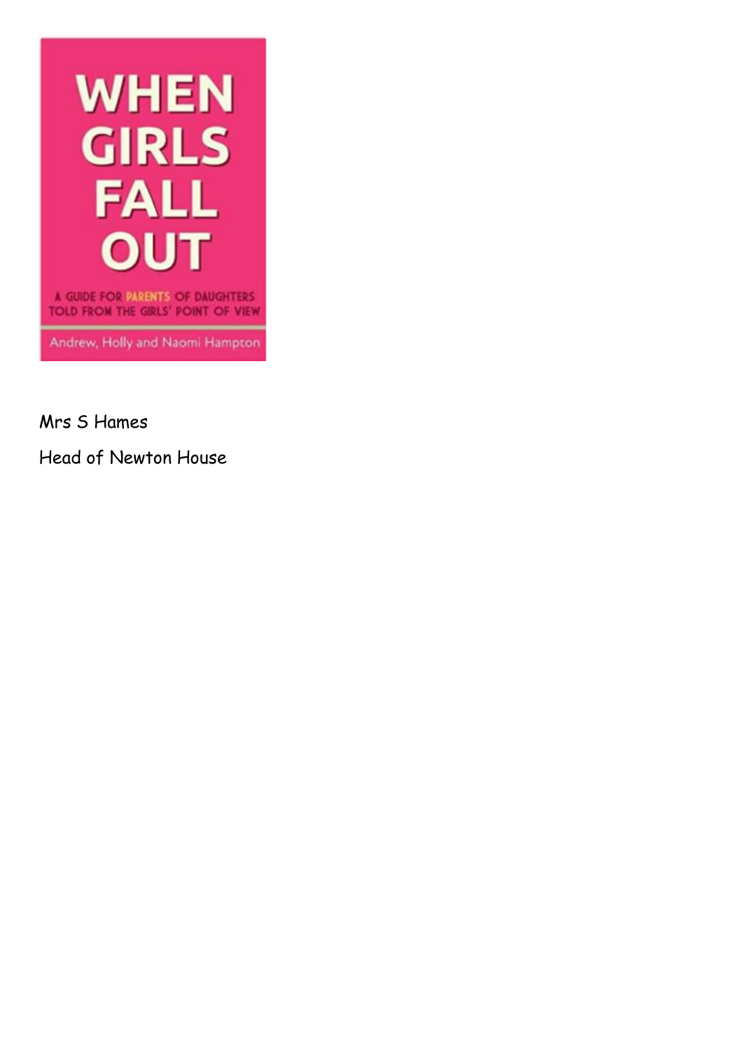WHEN GIRLS FALL OUT

A GUIDE FOR PARENTS OF DAUGHTERS TOLD FROM THE GIRLS' POINT OF VIEW

Andrew, Holly and Naomi Hampton

Mrs S Hames

Head of Newton House